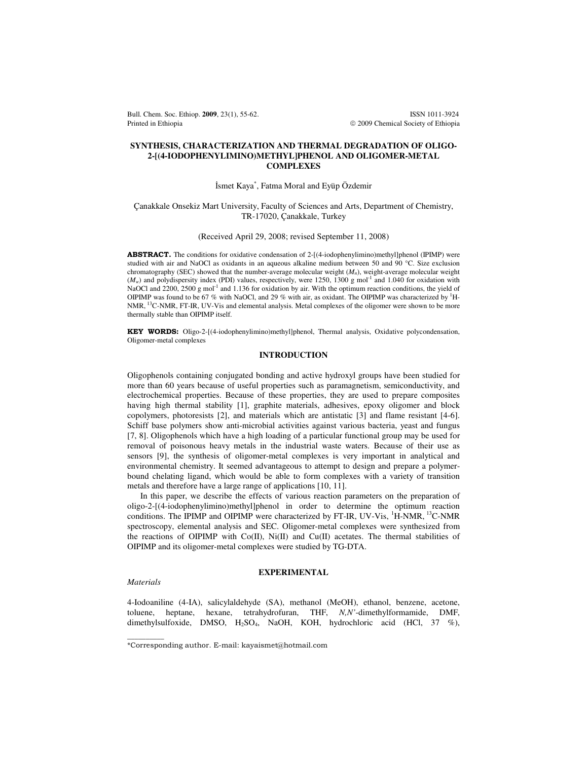# SYNTHESIS, CHARACTERIZATION AND THERMAL DEGRADATION OF OLIGO-2-[(4-IODOPHENYLIMINO)METHYL]PHENOL AND OLIGOMER-METAL COMPLEXES

İsmet Kaya*, Fatma Moral and Eyüp Özdemir

Çanakkale Onsekiz Mart University, Faculty of Sciences and Arts, Department of Chemistry, TR-17020, Çanakkale, Turkey

(Received April 29, 2008; revised September 11, 2008)

**ABSTRACT.** The conditions for oxidative condensation of 2-[(4-iodophenylimino)methyl]phenol (IPIMP) were studied with air and NaOCl as oxidants in an aqueous alkaline medium between 50 and 90 °C. Size exclusion chromatography (SEC) showed that the number-average molecular weight ($M_n$), weight-average molecular weight ($M_w$) and polydispersity index (PDI) values, respectively, were 1250, 1300 g mol$^{-1}$ and 1.040 for oxidation with NaOCl and 2200, 2500 g mol$^{-1}$ and 1.136 for oxidation by air. With the optimum reaction conditions, the yield of OIPIMP was found to be 67 % with NaOCl, and 29 % with air, as oxidant. The OIPIMP was characterized by $^{1}$H-NMR, $^{13}$C-NMR, FT-IR, UV-Vis and elemental analysis. Metal complexes of the oligomer were shown to be more thermally stable than OIPIMP itself.

**KEY WORDS:** Oligo-2-[(4-iodophenylimino)methyl]phenol, Thermal analysis, Oxidative polycondensation, Oligomer-metal complexes

## INTRODUCTION

Oligophenols containing conjugated bonding and active hydroxyl groups have been studied for more than 60 years because of useful properties such as paramagnetism, semiconductivity, and electrochemical properties. Because of these properties, they are used to prepare composites having high thermal stability [1], graphite materials, adhesives, epoxy oligomer and block copolymers, photoresists [2], and materials which are antistatic [3] and flame resistant [4-6]. Schiff base polymers show anti-microbial activities against various bacteria, yeast and fungus [7, 8]. Oligophenols which have a high loading of a particular functional group may be used for removal of poisonous heavy metals in the industrial waste waters. Because of their use as sensors [9], the synthesis of oligomer-metal complexes is very important in analytical and environmental chemistry. It seemed advantageous to attempt to design and prepare a polymer-bound chelating ligand, which would be able to form complexes with a variety of transition metals and therefore have a large range of applications [10, 11].

In this paper, we describe the effects of various reaction parameters on the preparation of oligo-2-[(4-iodophenylimino)methyl]phenol in order to determine the optimum reaction conditions. The IPIMP and OIPIMP were characterized by FT-IR, UV-Vis, $^{1}$H-NMR, $^{13}$C-NMR spectroscopy, elemental analysis and SEC. Oligomer-metal complexes were synthesized from the reactions of OIPIMP with Co(II), Ni(II) and Cu(II) acetates. The thermal stabilities of OIPIMP and its oligomer-metal complexes were studied by TG-DTA.

## EXPERIMENTAL

*Materials*

4-Iodoaniline (4-IA), salicylaldehyde (SA), methanol (MeOH), ethanol, benzene, acetone, toluene, heptane, hexane, tetrahydrofuran, THF, *N,N'*-dimethylformamide, DMF, dimethylsulfoxide, DMSO, $H_2SO_4$, NaOH, KOH, hydrochloric acid (HCl, 37 %),

*Corresponding author. E-mail: kayaismet@hotmail.com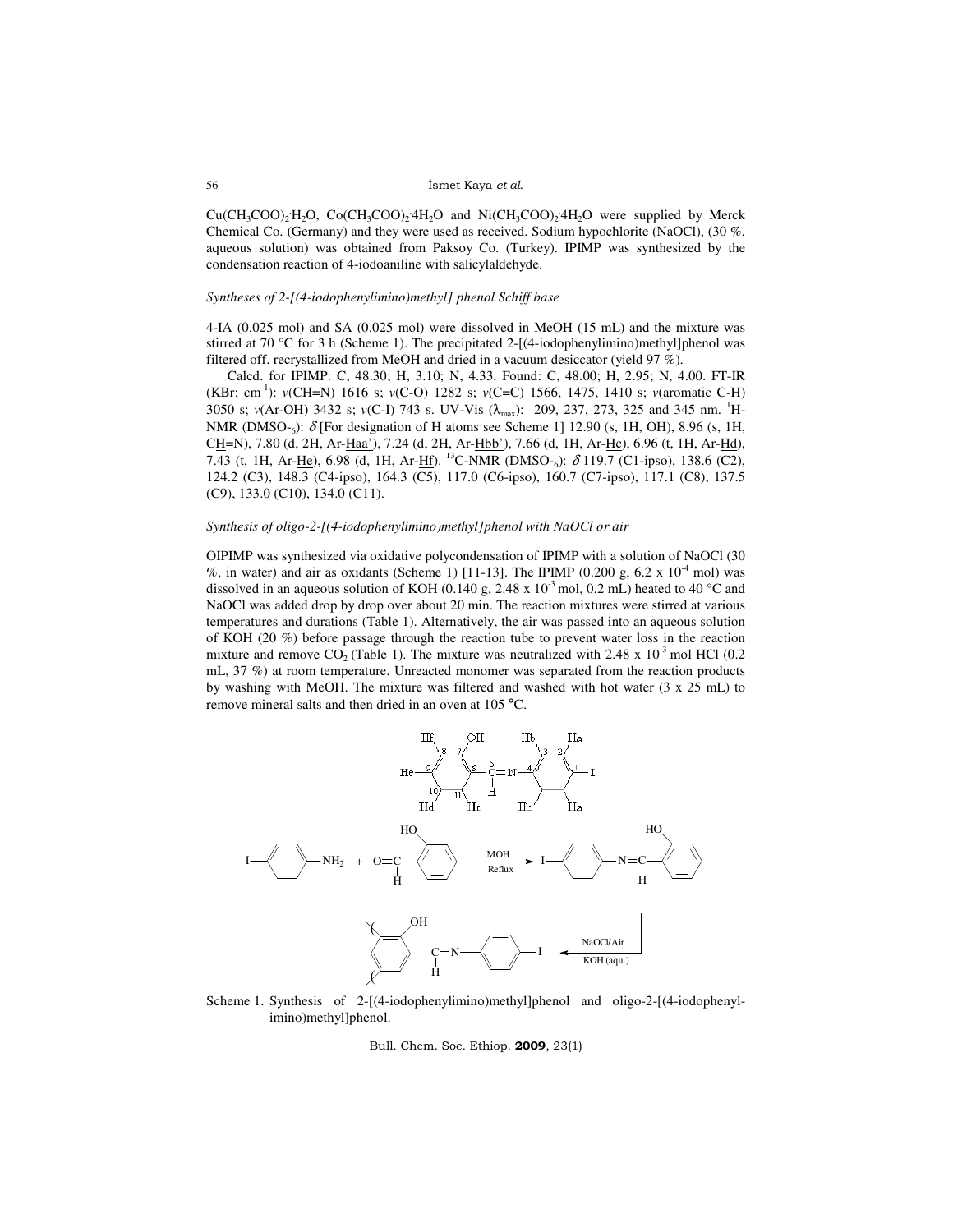$Cu(CH_3COO)_2 \cdot H_2O$, $Co(CH_3COO)_2 \cdot 4H_2O$ and $Ni(CH_3COO)_2 \cdot 4H_2O$ were supplied by Merck Chemical Co. (Germany) and they were used as received. Sodium hypochlorite (NaOCl), (30 %, aqueous solution) was obtained from Paksoy Co. (Turkey). IPIMP was synthesized by the condensation reaction of 4-iodoaniline with salicylaldehyde.

### *Syntheses of 2-[(4-iodophenylimino)methyl] phenol Schiff base*

4-IA (0.025 mol) and SA (0.025 mol) were dissolved in MeOH (15 mL) and the mixture was stirred at 70 °C for 3 h (Scheme 1). The precipitated 2-[(4-iodophenylimino)methyl]phenol was filtered off, recrystallized from MeOH and dried in a vacuum desiccator (yield 97 %).

Calcd. for IPIMP: C, 48.30; H, 3.10; N, 4.33. Found: C, 48.00; H, 2.95; N, 4.00. FT-IR (KBr; $cm^{-1}$): *v*(CH=N) 1616 s; *v*(C-O) 1282 s; *v*(C=C) 1566, 1475, 1410 s; *v*(aromatic C-H) 3050 s; *v*(Ar-OH) 3432 s; *v*(C-I) 743 s. UV-Vis ($\lambda_{max}$): 209, 237, 273, 325 and 345 nm. $^1$H-NMR (DMSO-$_6$): $\delta$ [For designation of H atoms see Scheme 1] 12.90 (s, 1H, O<u>H</u>), 8.96 (s, 1H, C<u>H</u>=N), 7.80 (d, 2H, Ar-<u>Haa'</u>), 7.24 (d, 2H, Ar-<u>Hbb'</u>), 7.66 (d, 1H, Ar-<u>Hc</u>), 6.96 (t, 1H, Ar-<u>Hd</u>), 7.43 (t, 1H, Ar-<u>He</u>), 6.98 (d, 1H, Ar-<u>Hf</u>). $^{13}$C-NMR (DMSO-$_6$): $\delta$ 119.7 (C1-ipso), 138.6 (C2), 124.2 (C3), 148.3 (C4-ipso), 164.3 (C5), 117.0 (C6-ipso), 160.7 (C7-ipso), 117.1 (C8), 137.5 (C9), 133.0 (C10), 134.0 (C11).

### *Synthesis of oligo-2-[(4-iodophenylimino)methyl]phenol with NaOCl or air*

OIPIMP was synthesized via oxidative polycondensation of IPIMP with a solution of NaOCl (30 %, in water) and air as oxidants (Scheme 1) [11-13]. The IPIMP (0.200 g, 6.2 x $10^{-4}$ mol) was dissolved in an aqueous solution of KOH (0.140 g, 2.48 x $10^{-3}$ mol, 0.2 mL) heated to 40 °C and NaOCl was added drop by drop over about 20 min. The reaction mixtures were stirred at various temperatures and durations (Table 1). Alternatively, the air was passed into an aqueous solution of KOH (20 %) before passage through the reaction tube to prevent water loss in the reaction mixture and remove $CO_2$ (Table 1). The mixture was neutralized with 2.48 x $10^{-3}$ mol HCl (0.2 mL, 37 %) at room temperature. Unreacted monomer was separated from the reaction products by washing with MeOH. The mixture was filtered and washed with hot water (3 x 25 mL) to remove mineral salts and then dried in an oven at 105 °C.

Scheme 1. Synthesis of 2-[(4-iodophenylimino)methyl]phenol and oligo-2-[(4-iodophenylimino)methyl]phenol.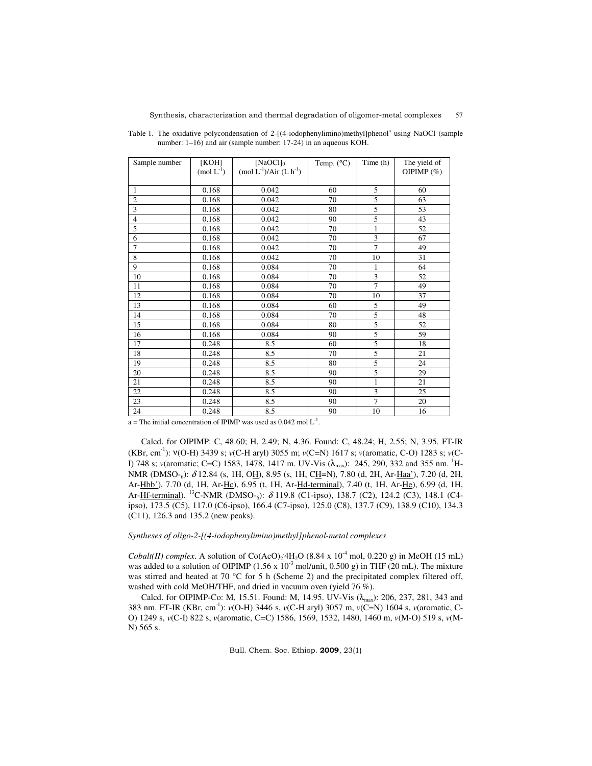Table 1. The oxidative polycondensation of 2-[(4-iodophenylimino)methyl]phenol[a] using NaOCl (sample number: 1–16) and air (sample number: 17-24) in an aqueous KOH.

| Sample number | [KOH] (mol $L^{-1}$) | $[NaOCl]_0$ (mol $L^{-1}$)/Air (L $h^{-1}$) | Temp. (°C) | Time (h) | The yield of OIPIMP (%) |
|---|---|---|---|---|---|
| 1 | 0.168 | 0.042 | 60 | 5 | 60 |
| 2 | 0.168 | 0.042 | 70 | 5 | 63 |
| 3 | 0.168 | 0.042 | 80 | 5 | 53 |
| 4 | 0.168 | 0.042 | 90 | 5 | 43 |
| 5 | 0.168 | 0.042 | 70 | 1 | 52 |
| 6 | 0.168 | 0.042 | 70 | 3 | 67 |
| 7 | 0.168 | 0.042 | 70 | 7 | 49 |
| 8 | 0.168 | 0.042 | 70 | 10 | 31 |
| 9 | 0.168 | 0.084 | 70 | 1 | 64 |
| 10 | 0.168 | 0.084 | 70 | 3 | 52 |
| 11 | 0.168 | 0.084 | 70 | 7 | 49 |
| 12 | 0.168 | 0.084 | 70 | 10 | 37 |
| 13 | 0.168 | 0.084 | 60 | 5 | 49 |
| 14 | 0.168 | 0.084 | 70 | 5 | 48 |
| 15 | 0.168 | 0.084 | 80 | 5 | 52 |
| 16 | 0.168 | 0.084 | 90 | 5 | 59 |
| 17 | 0.248 | 8.5 | 60 | 5 | 18 |
| 18 | 0.248 | 8.5 | 70 | 5 | 21 |
| 19 | 0.248 | 8.5 | 80 | 5 | 24 |
| 20 | 0.248 | 8.5 | 90 | 5 | 29 |
| 21 | 0.248 | 8.5 | 90 | 1 | 21 |
| 22 | 0.248 | 8.5 | 90 | 3 | 25 |
| 23 | 0.248 | 8.5 | 90 | 7 | 20 |
| 24 | 0.248 | 8.5 | 90 | 10 | 16 |

a = The initial concentration of IPIMP was used as 0.042 mol $L^{-1}$.

Calcd. for OIPIMP: C, 48.60; H, 2.49; N, 4.36. Found: C, 48.24; H, 2.55; N, 3.95. FT-IR (KBr, $cm^{-1}$): ν(O-H) 3439 s; *ν*(C-H aryl) 3055 m; *ν*(C=N) 1617 s; *ν*(aromatic, C-O) 1283 s; *ν*(C-I) 748 s; *ν*(aromatic; C=C) 1583, 1478, 1417 m. UV-Vis ($\lambda_{max}$): 245, 290, 332 and 355 nm. $^1$H-NMR (DMSO-$_6$): $\delta$ 12.84 (s, 1H, OH), 8.95 (s, 1H, CH=N), 7.80 (d, 2H, Ar-Haa'), 7.20 (d, 2H, Ar-Hbb'), 7.70 (d, 1H, Ar-Hc), 6.95 (t, 1H, Ar-Hd-terminal), 7.40 (t, 1H, Ar-He), 6.99 (d, 1H, Ar-Hf-terminal). $^{13}$C-NMR (DMSO-$_6$): $\delta$ 119.8 (C1-ipso), 138.7 (C2), 124.2 (C3), 148.1 (C4-ipso), 173.5 (C5), 117.0 (C6-ipso), 166.4 (C7-ipso), 125.0 (C8), 137.7 (C9), 138.9 (C10), 134.3 (C11), 126.3 and 135.2 (new peaks).

### *Syntheses of oligo-2-[(4-iodophenylimino)methyl]phenol-metal complexes*

*Cobalt(II) complex.* A solution of $Co(AcO)_2{\cdot}4H_2O$ (8.84 x $10^{-4}$ mol, 0.220 g) in MeOH (15 mL) was added to a solution of OIPIMP (1.56 x $10^{-3}$ mol/unit, 0.500 g) in THF (20 mL). The mixture was stirred and heated at 70 °C for 5 h (Scheme 2) and the precipitated complex filtered off, washed with cold MeOH/THF, and dried in vacuum oven (yield 76 %).

Calcd. for OIPIMP-Co: M, 15.51. Found: M, 14.95. UV-Vis ($\lambda_{max}$): 206, 237, 281, 343 and 383 nm. FT-IR (KBr, $cm^{-1}$): *ν*(O-H) 3446 s, *ν*(C-H aryl) 3057 m, *ν*(C=N) 1604 s, *ν*(aromatic, C-O) 1249 s, *ν*(C-I) 822 s, *ν*(aromatic, C=C) 1586, 1569, 1532, 1480, 1460 m, *ν*(M-O) 519 s, *ν*(M-N) 565 s.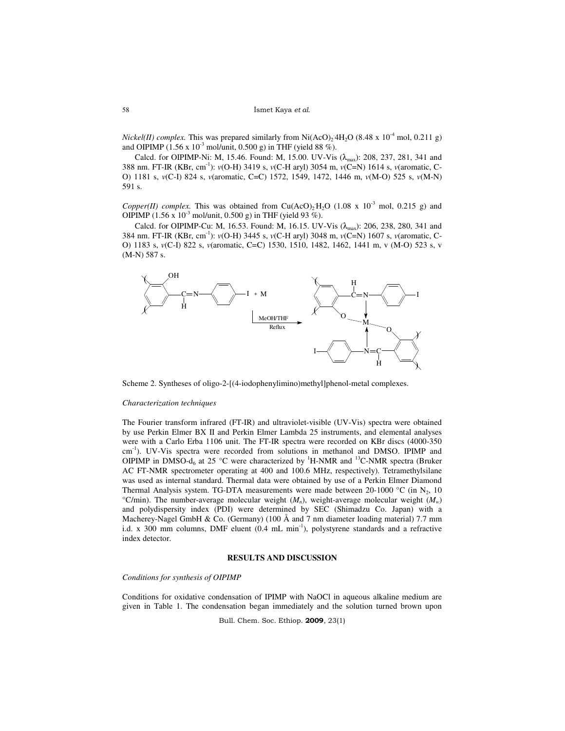*Nickel(II) complex.* This was prepared similarly from $Ni(AcO)_2 \cdot 4H_2O$ ($8.48 \times 10^{-4}$ mol, 0.211 g) and OIPIMP ($1.56 \times 10^{-3}$ mol/unit, 0.500 g) in THF (yield 88 %).

Calcd. for OIPIMP-Ni: M, 15.46. Found: M, 15.00. UV-Vis ($\lambda_{max}$): 208, 237, 281, 341 and 388 nm. FT-IR (KBr, $cm^{-1}$): $\nu$(O-H) 3419 s, $\nu$(C-H aryl) 3054 m, $\nu$(C=N) 1614 s, $\nu$(aromatic, C-O) 1181 s, $\nu$(C-I) 824 s, $\nu$(aromatic, C=C) 1572, 1549, 1472, 1446 m, $\nu$(M-O) 525 s, $\nu$(M-N) 591 s.

*Copper(II) complex.* This was obtained from $Cu(AcO)_2 \cdot H_2O$ ($1.08 \times 10^{-3}$ mol, 0.215 g) and OIPIMP ($1.56 \times 10^{-3}$ mol/unit, 0.500 g) in THF (yield 93 %).

Calcd. for OIPIMP-Cu: M, 16.53. Found: M, 16.15. UV-Vis ($\lambda_{max}$): 206, 238, 280, 341 and 384 nm. FT-IR (KBr, $cm^{-1}$): $\nu$(O-H) 3445 s, $\nu$(C-H aryl) 3048 m, $\nu$(C=N) 1607 s, $\nu$(aromatic, C-O) 1183 s, $\nu$(C-I) 822 s, $\nu$(aromatic, C=C) 1530, 1510, 1482, 1462, 1441 m, $\nu$ (M-O) 523 s, $\nu$ (M-N) 587 s.

Scheme 2. Syntheses of oligo-2-[(4-iodophenylimino)methyl]phenol-metal complexes.

*Characterization techniques*

The Fourier transform infrared (FT-IR) and ultraviolet-visible (UV-Vis) spectra were obtained by use Perkin Elmer BX II and Perkin Elmer Lambda 25 instruments, and elemental analyses were with a Carlo Erba 1106 unit. The FT-IR spectra were recorded on KBr discs (4000-350 $cm^{-1}$). UV-Vis spectra were recorded from solutions in methanol and DMSO. IPIMP and OIPIMP in DMSO-$d_6$ at 25 °C were characterized by $^1$H-NMR and $^{13}$C-NMR spectra (Bruker AC FT-NMR spectrometer operating at 400 and 100.6 MHz, respectively). Tetramethylsilane was used as internal standard. Thermal data were obtained by use of a Perkin Elmer Diamond Thermal Analysis system. TG-DTA measurements were made between 20-1000 °C (in $N_2$, 10 °C/min). The number-average molecular weight ($M_n$), weight-average molecular weight ($M_w$) and polydispersity index (PDI) were determined by SEC (Shimadzu Co. Japan) with a Macherey-Nagel GmbH & Co. (Germany) (100 Å and 7 nm diameter loading material) 7.7 mm i.d. x 300 mm columns, DMF eluent (0.4 mL $min^{-1}$), polystyrene standards and a refractive index detector.

## RESULTS AND DISCUSSION

*Conditions for synthesis of OIPIMP*

Conditions for oxidative condensation of IPIMP with NaOCl in aqueous alkaline medium are given in Table 1. The condensation began immediately and the solution turned brown upon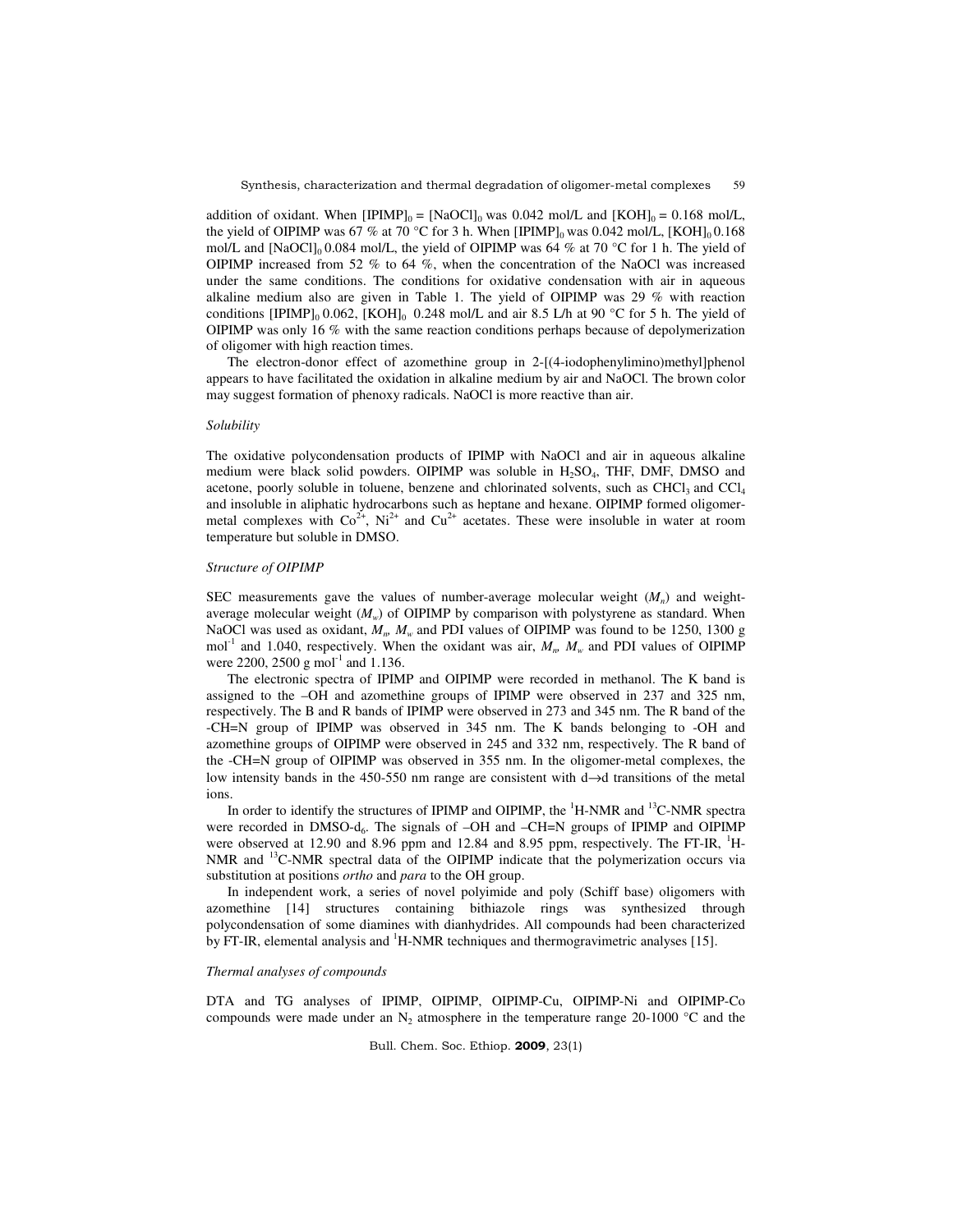addition of oxidant. When $[IPIMP]_0 = [NaOCl]_0$ was 0.042 mol/L and $[KOH]_0 = 0.168$ mol/L, the yield of OIPIMP was 67 % at 70 °C for 3 h. When $[IPIMP]_0$ was 0.042 mol/L, $[KOH]_0$ 0.168 mol/L and $[NaOCl]_0$ 0.084 mol/L, the yield of OIPIMP was 64 % at 70 °C for 1 h. The yield of OIPIMP increased from 52 % to 64 %, when the concentration of the NaOCl was increased under the same conditions. The conditions for oxidative condensation with air in aqueous alkaline medium also are given in Table 1. The yield of OIPIMP was 29 % with reaction conditions $[IPIMP]_0$ 0.062, $[KOH]_0$ 0.248 mol/L and air 8.5 L/h at 90 °C for 5 h. The yield of OIPIMP was only 16 % with the same reaction conditions perhaps because of depolymerization of oligomer with high reaction times.

The electron-donor effect of azomethine group in 2-[(4-iodophenylimino)methyl]phenol appears to have facilitated the oxidation in alkaline medium by air and NaOCl. The brown color may suggest formation of phenoxy radicals. NaOCl is more reactive than air.

*Solubility*

The oxidative polycondensation products of IPIMP with NaOCl and air in aqueous alkaline medium were black solid powders. OIPIMP was soluble in $H_2SO_4$, THF, DMF, DMSO and acetone, poorly soluble in toluene, benzene and chlorinated solvents, such as $CHCl_3$ and $CCl_4$ and insoluble in aliphatic hydrocarbons such as heptane and hexane. OIPIMP formed oligomer-metal complexes with $Co^{2+}$, $Ni^{2+}$ and $Cu^{2+}$ acetates. These were insoluble in water at room temperature but soluble in DMSO.

*Structure of OIPIMP*

SEC measurements gave the values of number-average molecular weight ($M_n$) and weight-average molecular weight ($M_w$) of OIPIMP by comparison with polystyrene as standard. When NaOCl was used as oxidant, $M_n$, $M_w$ and PDI values of OIPIMP was found to be 1250, 1300 g mol$^{-1}$ and 1.040, respectively. When the oxidant was air, $M_n$, $M_w$ and PDI values of OIPIMP were 2200, 2500 g mol$^{-1}$ and 1.136.

The electronic spectra of IPIMP and OIPIMP were recorded in methanol. The K band is assigned to the –OH and azomethine groups of IPIMP were observed in 237 and 325 nm, respectively. The B and R bands of IPIMP were observed in 273 and 345 nm. The R band of the -CH=N group of IPIMP was observed in 345 nm. The K bands belonging to -OH and azomethine groups of OIPIMP were observed in 245 and 332 nm, respectively. The R band of the -CH=N group of OIPIMP was observed in 355 nm. In the oligomer-metal complexes, the low intensity bands in the 450-550 nm range are consistent with d→d transitions of the metal ions.

In order to identify the structures of IPIMP and OIPIMP, the $^1$H-NMR and $^{13}$C-NMR spectra were recorded in DMSO-d$_6$. The signals of –OH and –CH=N groups of IPIMP and OIPIMP were observed at 12.90 and 8.96 ppm and 12.84 and 8.95 ppm, respectively. The FT-IR, $^1$H-NMR and $^{13}$C-NMR spectral data of the OIPIMP indicate that the polymerization occurs via substitution at positions *ortho* and *para* to the OH group.

In independent work, a series of novel polyimide and poly (Schiff base) oligomers with azomethine [14] structures containing bithiazole rings was synthesized through polycondensation of some diamines with dianhydrides. All compounds had been characterized by FT-IR, elemental analysis and $^1$H-NMR techniques and thermogravimetric analyses [15].

*Thermal analyses of compounds*

DTA and TG analyses of IPIMP, OIPIMP, OIPIMP-Cu, OIPIMP-Ni and OIPIMP-Co compounds were made under an $N_2$ atmosphere in the temperature range 20-1000 °C and the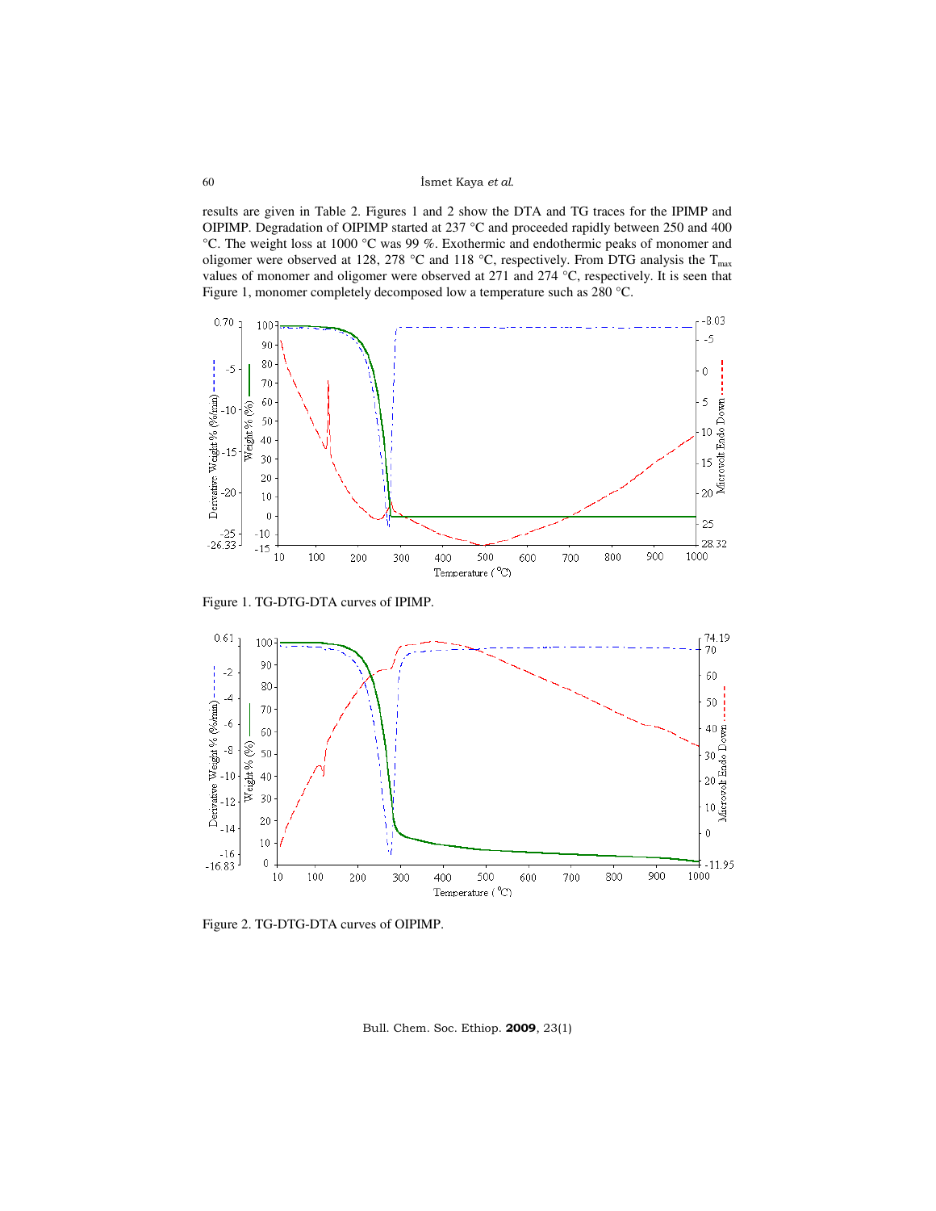results are given in Table 2. Figures 1 and 2 show the DTA and TG traces for the IPIMP and OIPIMP. Degradation of OIPIMP started at 237 °C and proceeded rapidly between 250 and 400 °C. The weight loss at 1000 °C was 99 %. Exothermic and endothermic peaks of monomer and oligomer were observed at 128, 278 °C and 118 °C, respectively. From DTG analysis the $T_{max}$ values of monomer and oligomer were observed at 271 and 274 °C, respectively. It is seen that Figure 1, monomer completely decomposed low a temperature such as 280 °C.

Figure 1. TG-DTG-DTA curves of IPIMP.

Figure 2. TG-DTG-DTA curves of OIPIMP.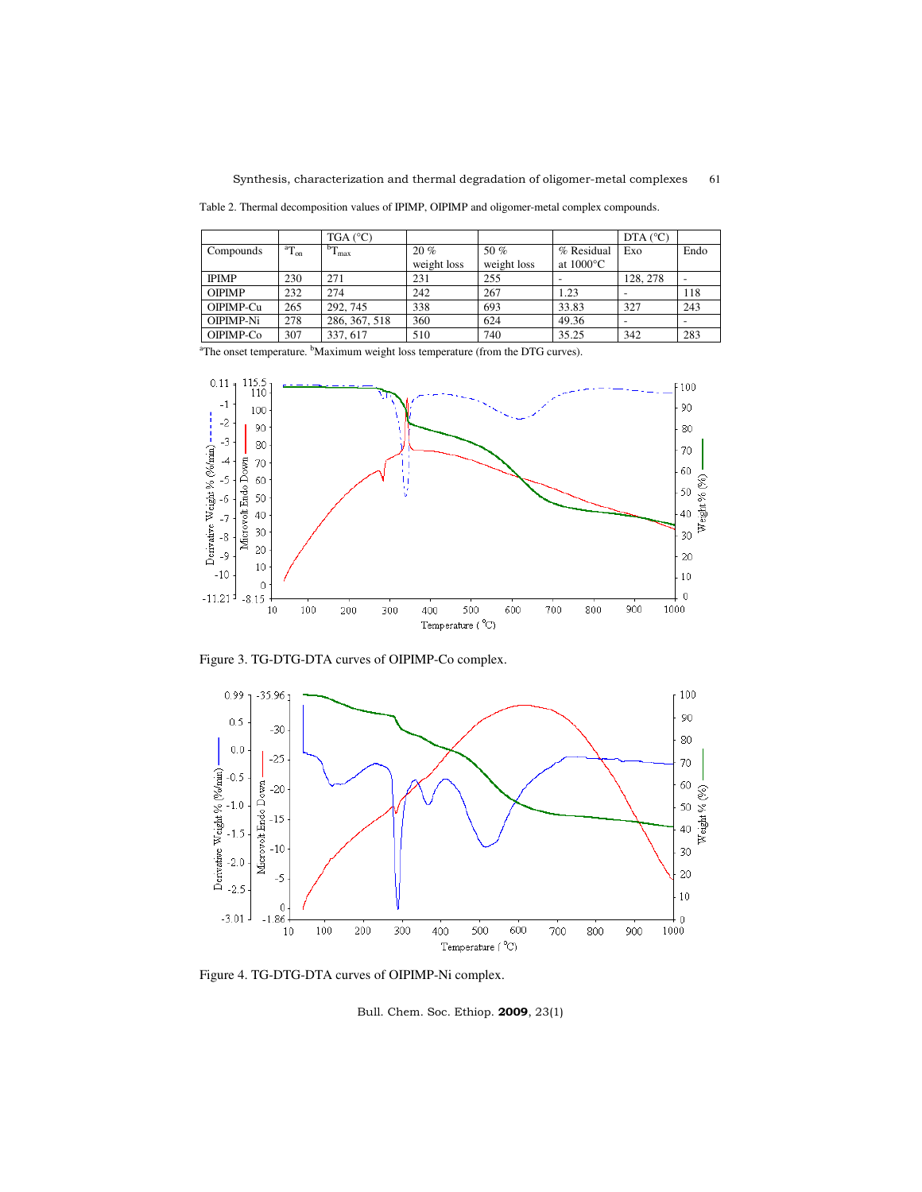Table 2. Thermal decomposition values of IPIMP, OIPIMP and oligomer-metal complex compounds.

| Compounds | TGA (°C) | | | | | DTA (°C) | |
|---|---|---|---|---|---|---|---|
| | $^{a}T_{on}$ | $^{b}T_{max}$ | 20 % weight loss | 50 % weight loss | % Residual at 1000°C | Exo | Endo |
| IPIMP | 230 | 271 | 231 | 255 | - | 128, 278 | - |
| OIPIMP | 232 | 274 | 242 | 267 | 1.23 | - | 118 |
| OIPIMP-Cu | 265 | 292, 745 | 338 | 693 | 33.83 | 327 | 243 |
| OIPIMP-Ni | 278 | 286, 367, 518 | 360 | 624 | 49.36 | - | - |
| OIPIMP-Co | 307 | 337, 617 | 510 | 740 | 35.25 | 342 | 283 |

[a]The onset temperature. [b]Maximum weight loss temperature (from the DTG curves).

Figure 3. TG-DTG-DTA curves of OIPIMP-Co complex.

Figure 4. TG-DTG-DTA curves of OIPIMP-Ni complex.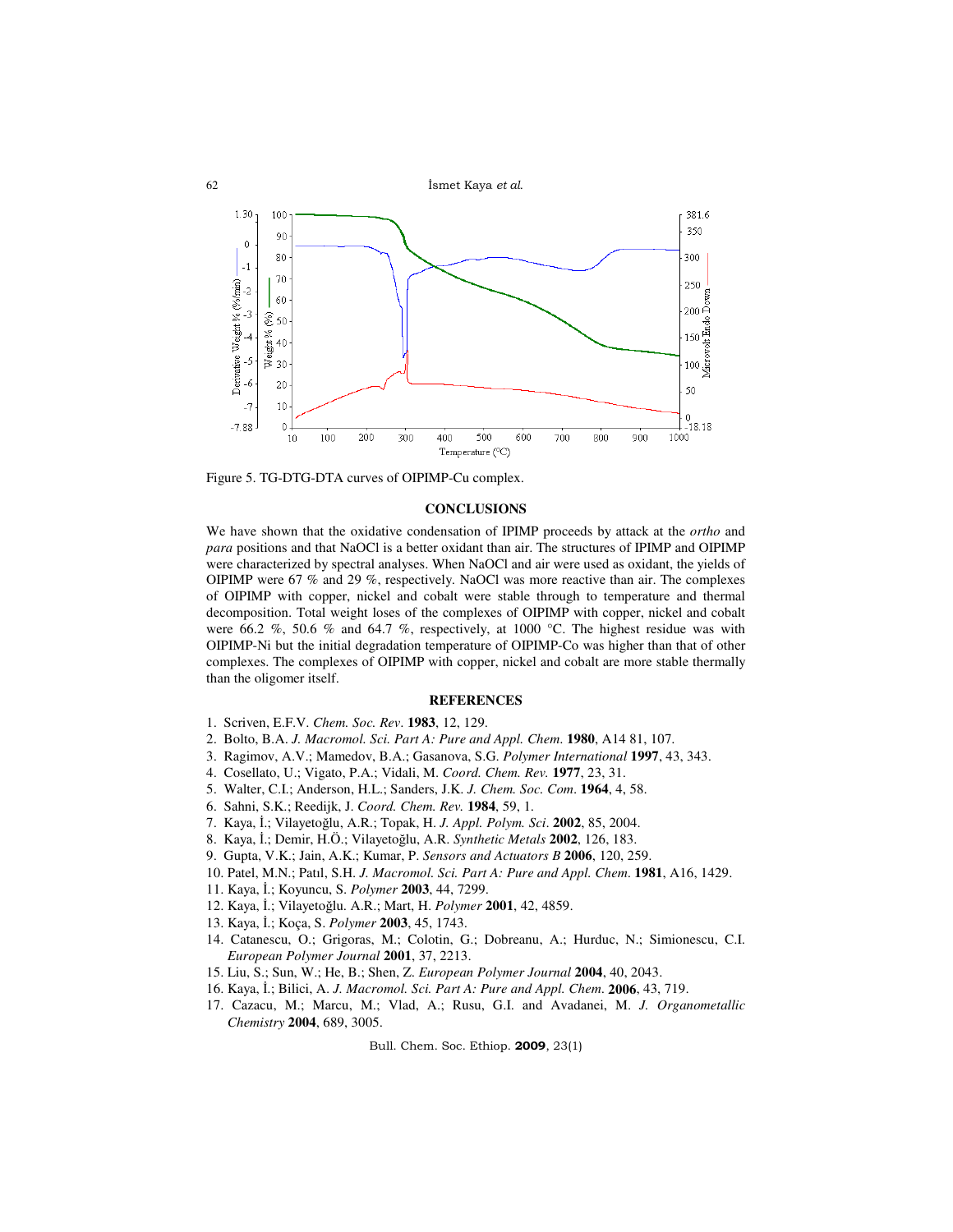1.30
0
-1
-2
-3
-4
-5
-6
-7
-7.88

Derivative Weight % (%/min)

100
90
80
70
60
50
40
30
20
10
0

Weight % (%)

381.6
350
300
250
200
150
100
50
0
-18.18

Microvolt Endo Down

10 100 200 300 400 500 600 700 800 900 1000

Temperature (°C)

Figure 5. TG-DTG-DTA curves of OIPIMP-Cu complex.

## CONCLUSIONS

We have shown that the oxidative condensation of IPIMP proceeds by attack at the *ortho* and *para* positions and that NaOCl is a better oxidant than air. The structures of IPIMP and OIPIMP were characterized by spectral analyses. When NaOCl and air were used as oxidant, the yields of OIPIMP were 67 % and 29 %, respectively. NaOCl was more reactive than air. The complexes of OIPIMP with copper, nickel and cobalt were stable through to temperature and thermal decomposition. Total weight loses of the complexes of OIPIMP with copper, nickel and cobalt were 66.2 %, 50.6 % and 64.7 %, respectively, at 1000 °C. The highest residue was with OIPIMP-Ni but the initial degradation temperature of OIPIMP-Co was higher than that of other complexes. The complexes of OIPIMP with copper, nickel and cobalt are more stable thermally than the oligomer itself.

## REFERENCES

1. Scriven, E.F.V. *Chem. Soc. Rev*. **1983**, 12, 129.
2. Bolto, B.A. *J. Macromol. Sci. Part A: Pure and Appl. Chem*. **1980**, A14 81, 107.
3. Ragimov, A.V.; Mamedov, B.A.; Gasanova, S.G. *Polymer International* **1997**, 43, 343.
4. Cosellato, U.; Vigato, P.A.; Vidali, M. *Coord. Chem. Rev.* **1977**, 23, 31.
5. Walter, C.I.; Anderson, H.L.; Sanders, J.K. *J. Chem. Soc. Com*. **1964**, 4, 58.
6. Sahni, S.K.; Reedijk, J. *Coord. Chem. Rev.* **1984**, 59, 1.
7. Kaya, İ.; Vilayetoğlu, A.R.; Topak, H. *J. Appl. Polym. Sci*. **2002**, 85, 2004.
8. Kaya, İ.; Demir, H.Ö.; Vilayetoğlu, A.R. *Synthetic Metals* **2002**, 126, 183.
9. Gupta, V.K.; Jain, A.K.; Kumar, P. *Sensors and Actuators B* **2006**, 120, 259.
10. Patel, M.N.; Patıl, S.H. *J. Macromol. Sci. Part A: Pure and Appl. Chem*. **1981**, A16, 1429.
11. Kaya, İ.; Koyuncu, S. *Polymer* **2003**, 44, 7299.
12. Kaya, İ.; Vilayetoğlu. A.R.; Mart, H. *Polymer* **2001**, 42, 4859.
13. Kaya, İ.; Koça, S. *Polymer* **2003**, 45, 1743.
14. Catanescu, O.; Grigoras, M.; Colotin, G.; Dobreanu, A.; Hurduc, N.; Simionescu, C.I. *European Polymer Journal* **2001**, 37, 2213.
15. Liu, S.; Sun, W.; He, B.; Shen, Z. *European Polymer Journal* **2004**, 40, 2043.
16. Kaya, İ.; Bilici, A. *J. Macromol. Sci. Part A: Pure and Appl. Chem*. **2006**, 43, 719.
17. Cazacu, M.; Marcu, M.; Vlad, A.; Rusu, G.I. and Avadanei, M. *J. Organometallic Chemistry* **2004**, 689, 3005.